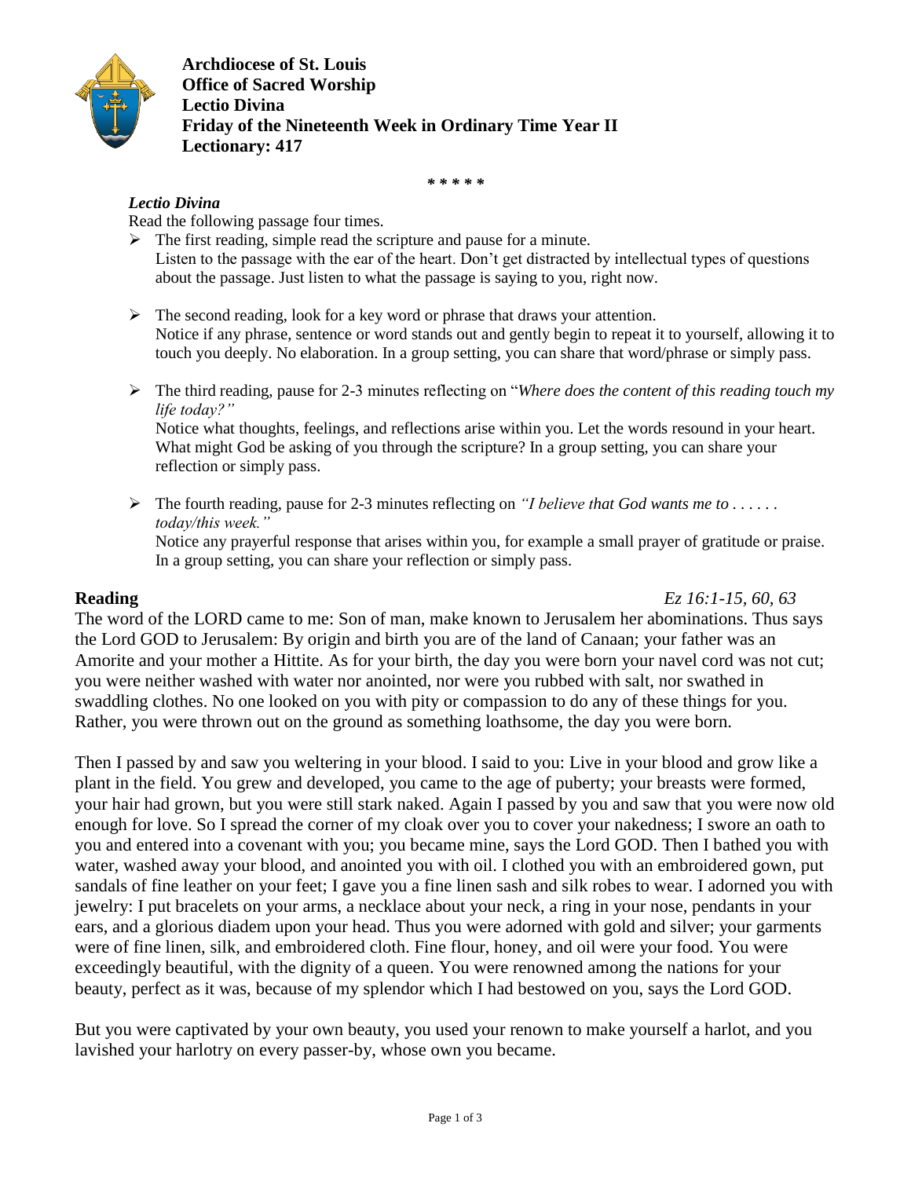**Archdiocese of St. Louis**
**Office of Sacred Worship**
**Lectio Divina**
**Friday of the Nineteenth Week in Ordinary Time Year II**
**Lectionary: 417**

\* \* \* \* \*

***Lectio Divina***

Read the following passage four times.

- The first reading, simple read the scripture and pause for a minute.
  Listen to the passage with the ear of the heart. Don't get distracted by intellectual types of questions about the passage. Just listen to what the passage is saying to you, right now.

- The second reading, look for a key word or phrase that draws your attention.
  Notice if any phrase, sentence or word stands out and gently begin to repeat it to yourself, allowing it to touch you deeply. No elaboration. In a group setting, you can share that word/phrase or simply pass.

- The third reading, pause for 2-3 minutes reflecting on "*Where does the content of this reading touch my life today?"*
  Notice what thoughts, feelings, and reflections arise within you. Let the words resound in your heart. What might God be asking of you through the scripture? In a group setting, you can share your reflection or simply pass.

- The fourth reading, pause for 2-3 minutes reflecting on *"I believe that God wants me to . . . . . . today/this week."*
  Notice any prayerful response that arises within you, for example a small prayer of gratitude or praise. In a group setting, you can share your reflection or simply pass.

**Reading** *Ez 16:1-15, 60, 63*

The word of the LORD came to me: Son of man, make known to Jerusalem her abominations. Thus says the Lord GOD to Jerusalem: By origin and birth you are of the land of Canaan; your father was an Amorite and your mother a Hittite. As for your birth, the day you were born your navel cord was not cut; you were neither washed with water nor anointed, nor were you rubbed with salt, nor swathed in swaddling clothes. No one looked on you with pity or compassion to do any of these things for you. Rather, you were thrown out on the ground as something loathsome, the day you were born.

Then I passed by and saw you weltering in your blood. I said to you: Live in your blood and grow like a plant in the field. You grew and developed, you came to the age of puberty; your breasts were formed, your hair had grown, but you were still stark naked. Again I passed by you and saw that you were now old enough for love. So I spread the corner of my cloak over you to cover your nakedness; I swore an oath to you and entered into a covenant with you; you became mine, says the Lord GOD. Then I bathed you with water, washed away your blood, and anointed you with oil. I clothed you with an embroidered gown, put sandals of fine leather on your feet; I gave you a fine linen sash and silk robes to wear. I adorned you with jewelry: I put bracelets on your arms, a necklace about your neck, a ring in your nose, pendants in your ears, and a glorious diadem upon your head. Thus you were adorned with gold and silver; your garments were of fine linen, silk, and embroidered cloth. Fine flour, honey, and oil were your food. You were exceedingly beautiful, with the dignity of a queen. You were renowned among the nations for your beauty, perfect as it was, because of my splendor which I had bestowed on you, says the Lord GOD.

But you were captivated by your own beauty, you used your renown to make yourself a harlot, and you lavished your harlotry on every passer-by, whose own you became.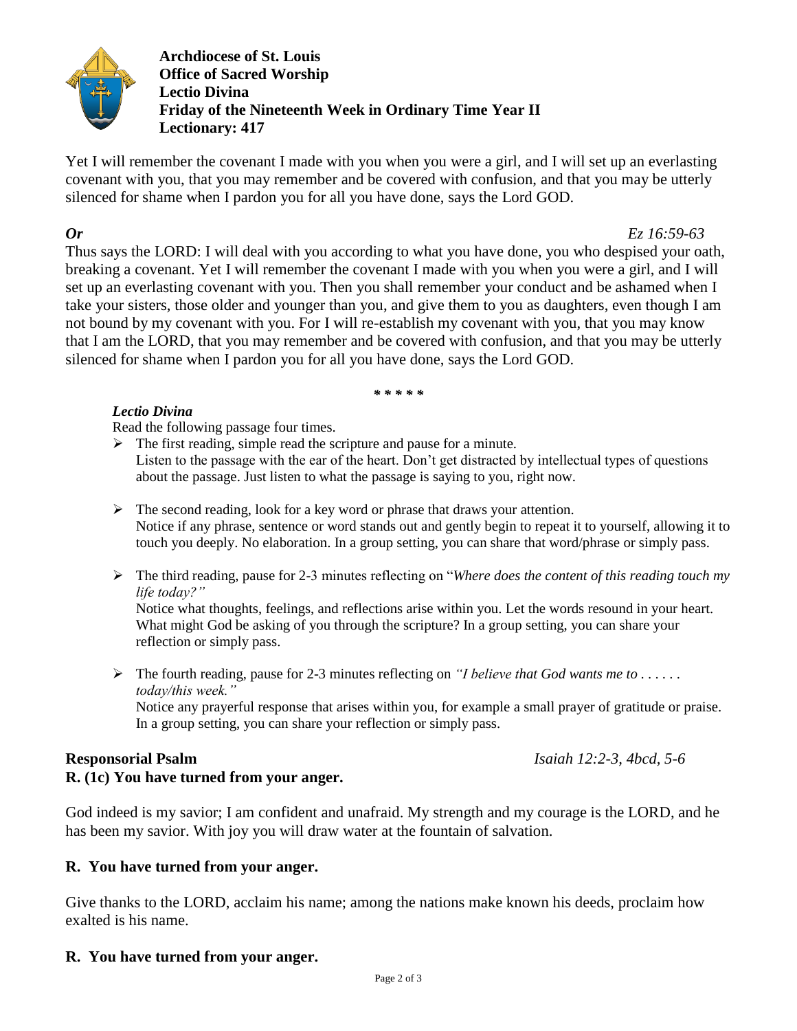**Archdiocese of St. Louis**
**Office of Sacred Worship**
**Lectio Divina**
**Friday of the Nineteenth Week in Ordinary Time Year II**
**Lectionary: 417**

Yet I will remember the covenant I made with you when you were a girl, and I will set up an everlasting covenant with you, that you may remember and be covered with confusion, and that you may be utterly silenced for shame when I pardon you for all you have done, says the Lord GOD.

***Or*** *Ez 16:59-63*

Thus says the LORD: I will deal with you according to what you have done, you who despised your oath, breaking a covenant. Yet I will remember the covenant I made with you when you were a girl, and I will set up an everlasting covenant with you. Then you shall remember your conduct and be ashamed when I take your sisters, those older and younger than you, and give them to you as daughters, even though I am not bound by my covenant with you. For I will re-establish my covenant with you, that you may know that I am the LORD, that you may remember and be covered with confusion, and that you may be utterly silenced for shame when I pardon you for all you have done, says the Lord GOD.

\* \* \* \* \*

***Lectio Divina***

Read the following passage four times.

- The first reading, simple read the scripture and pause for a minute.
  Listen to the passage with the ear of the heart. Don't get distracted by intellectual types of questions about the passage. Just listen to what the passage is saying to you, right now.

- The second reading, look for a key word or phrase that draws your attention.
  Notice if any phrase, sentence or word stands out and gently begin to repeat it to yourself, allowing it to touch you deeply. No elaboration. In a group setting, you can share that word/phrase or simply pass.

- The third reading, pause for 2-3 minutes reflecting on "*Where does the content of this reading touch my life today?"*
  Notice what thoughts, feelings, and reflections arise within you. Let the words resound in your heart. What might God be asking of you through the scripture? In a group setting, you can share your reflection or simply pass.

- The fourth reading, pause for 2-3 minutes reflecting on *"I believe that God wants me to . . . . . . today/this week."*
  Notice any prayerful response that arises within you, for example a small prayer of gratitude or praise. In a group setting, you can share your reflection or simply pass.

**Responsorial Psalm** *Isaiah 12:2-3, 4bcd, 5-6*

**R. (1c) You have turned from your anger.**

God indeed is my savior; I am confident and unafraid. My strength and my courage is the LORD, and he has been my savior. With joy you will draw water at the fountain of salvation.

**R. You have turned from your anger.**

Give thanks to the LORD, acclaim his name; among the nations make known his deeds, proclaim how exalted is his name.

**R. You have turned from your anger.**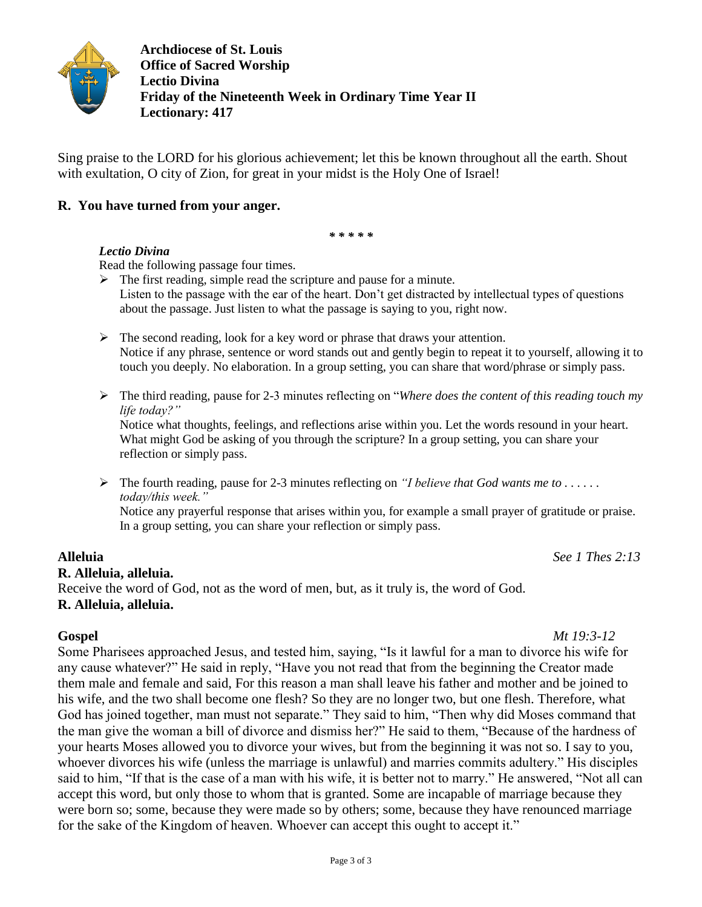**Archdiocese of St. Louis**
**Office of Sacred Worship**
**Lectio Divina**
**Friday of the Nineteenth Week in Ordinary Time Year II**
**Lectionary: 417**

Sing praise to the LORD for his glorious achievement; let this be known throughout all the earth. Shout with exultation, O city of Zion, for great in your midst is the Holy One of Israel!

**R. You have turned from your anger.**

\* \* \* \* \*

***Lectio Divina***

Read the following passage four times.

- The first reading, simple read the scripture and pause for a minute.
  Listen to the passage with the ear of the heart. Don't get distracted by intellectual types of questions about the passage. Just listen to what the passage is saying to you, right now.

- The second reading, look for a key word or phrase that draws your attention.
  Notice if any phrase, sentence or word stands out and gently begin to repeat it to yourself, allowing it to touch you deeply. No elaboration. In a group setting, you can share that word/phrase or simply pass.

- The third reading, pause for 2-3 minutes reflecting on "*Where does the content of this reading touch my life today?"*
  Notice what thoughts, feelings, and reflections arise within you. Let the words resound in your heart. What might God be asking of you through the scripture? In a group setting, you can share your reflection or simply pass.

- The fourth reading, pause for 2-3 minutes reflecting on *"I believe that God wants me to . . . . . . today/this week."*
  Notice any prayerful response that arises within you, for example a small prayer of gratitude or praise. In a group setting, you can share your reflection or simply pass.

**Alleluia** *See 1 Thes 2:13*

**R. Alleluia, alleluia.**
Receive the word of God, not as the word of men, but, as it truly is, the word of God.
**R. Alleluia, alleluia.**

**Gospel** *Mt 19:3-12*

Some Pharisees approached Jesus, and tested him, saying, "Is it lawful for a man to divorce his wife for any cause whatever?" He said in reply, "Have you not read that from the beginning the Creator made them male and female and said, For this reason a man shall leave his father and mother and be joined to his wife, and the two shall become one flesh? So they are no longer two, but one flesh. Therefore, what God has joined together, man must not separate." They said to him, "Then why did Moses command that the man give the woman a bill of divorce and dismiss her?" He said to them, "Because of the hardness of your hearts Moses allowed you to divorce your wives, but from the beginning it was not so. I say to you, whoever divorces his wife (unless the marriage is unlawful) and marries commits adultery." His disciples said to him, "If that is the case of a man with his wife, it is better not to marry." He answered, "Not all can accept this word, but only those to whom that is granted. Some are incapable of marriage because they were born so; some, because they were made so by others; some, because they have renounced marriage for the sake of the Kingdom of heaven. Whoever can accept this ought to accept it."